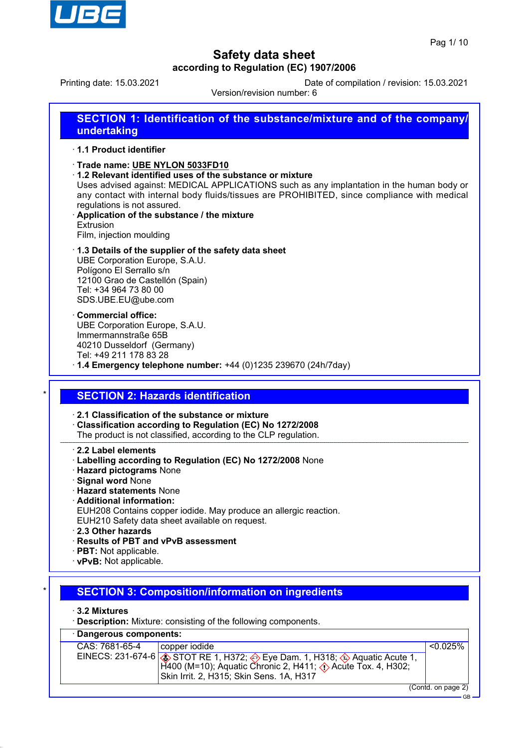# Safety data sheet

## according to Regulation (EC) 1907/2006

Printing date: 15.03.2021 | Date of compilation / revision: 15.03.2021

Version/revision number: 6

## SECTION 1: Identification of the substance/mixture and of the company/undertaking

· **1.1 Product identifier**

· **Trade name: UBE NYLON 5033FD10**

· **1.2 Relevant identified uses of the substance or mixture**

Uses advised against: MEDICAL APPLICATIONS such as any implantation in the human body or any contact with internal body fluids/tissues are PROHIBITED, since compliance with medical regulations is not assured.

· **Application of the substance / the mixture**

Extrusion
Film, injection moulding

· **1.3 Details of the supplier of the safety data sheet**

UBE Corporation Europe, S.A.U.
Polígono El Serrallo s/n
12100 Grao de Castellón (Spain)
Tel: +34 964 73 80 00
SDS.UBE.EU@ube.com

· **Commercial office:**

UBE Corporation Europe, S.A.U.
Immermannstraße 65B
40210 Dusseldorf (Germany)
Tel: +49 211 178 83 28

· **1.4 Emergency telephone number:** +44 (0)1235 239670 (24h/7day)

## * SECTION 2: Hazards identification

· **2.1 Classification of the substance or mixture**

· **Classification according to Regulation (EC) No 1272/2008**

The product is not classified, according to the CLP regulation.

· **2.2 Label elements**

· **Labelling according to Regulation (EC) No 1272/2008** None

· **Hazard pictograms** None

· **Signal word** None

· **Hazard statements** None

· **Additional information:**

EUH208 Contains copper iodide. May produce an allergic reaction.
EUH210 Safety data sheet available on request.

· **2.3 Other hazards**

· **Results of PBT and vPvB assessment**

· **PBT:** Not applicable.

· **vPvB:** Not applicable.

## * SECTION 3: Composition/information on ingredients

· **3.2 Mixtures**

· **Description:** Mixture: consisting of the following components.

| · **Dangerous components:** | | |
|---|---|---|
| CAS: 7681-65-4<br>EINECS: 231-674-6 | copper iodide<br>STOT RE 1, H372; Eye Dam. 1, H318; Aquatic Acute 1, H400 (M=10); Aquatic Chronic 2, H411; Acute Tox. 4, H302; Skin Irrit. 2, H315; Skin Sens. 1A, H317 | <0.025% |

(Contd. on page 2)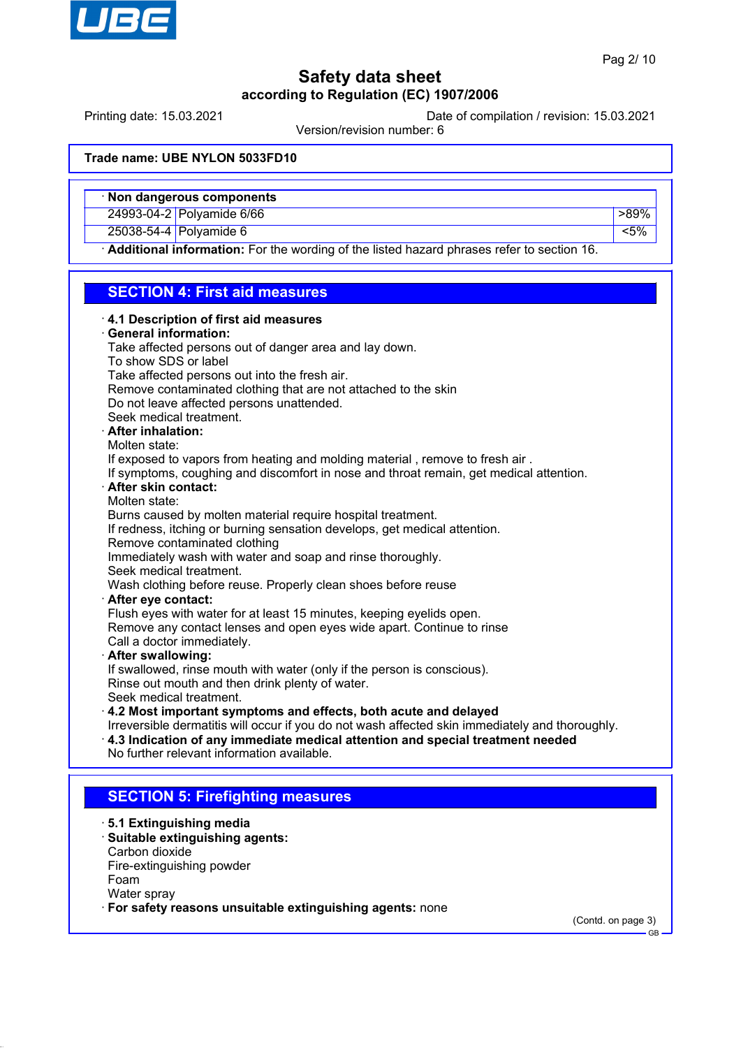**Trade name: UBE NYLON 5033FD10**

| · Non dangerous components | | |
|---|---|---|
| 24993-04-2 | Polyamide 6/66 | >89% |
| 25038-54-4 | Polyamide 6 | <5% |

· **Additional information:** For the wording of the listed hazard phrases refer to section 16.

## SECTION 4: First aid measures

· **4.1 Description of first aid measures**

· **General information:**
Take affected persons out of danger area and lay down.
To show SDS or label
Take affected persons out into the fresh air.
Remove contaminated clothing that are not attached to the skin
Do not leave affected persons unattended.
Seek medical treatment.

· **After inhalation:**
Molten state:
If exposed to vapors from heating and molding material , remove to fresh air .
If symptoms, coughing and discomfort in nose and throat remain, get medical attention.

· **After skin contact:**
Molten state:
Burns caused by molten material require hospital treatment.
If redness, itching or burning sensation develops, get medical attention.
Remove contaminated clothing
Immediately wash with water and soap and rinse thoroughly.
Seek medical treatment.
Wash clothing before reuse. Properly clean shoes before reuse

· **After eye contact:**
Flush eyes with water for at least 15 minutes, keeping eyelids open.
Remove any contact lenses and open eyes wide apart. Continue to rinse
Call a doctor immediately.

· **After swallowing:**
If swallowed, rinse mouth with water (only if the person is conscious).
Rinse out mouth and then drink plenty of water.
Seek medical treatment.

· **4.2 Most important symptoms and effects, both acute and delayed**
Irreversible dermatitis will occur if you do not wash affected skin immediately and thoroughly.

· **4.3 Indication of any immediate medical attention and special treatment needed**
No further relevant information available.

## SECTION 5: Firefighting measures

· **5.1 Extinguishing media**

· **Suitable extinguishing agents:**
Carbon dioxide
Fire-extinguishing powder
Foam
Water spray

· **For safety reasons unsuitable extinguishing agents:** none

(Contd. on page 3)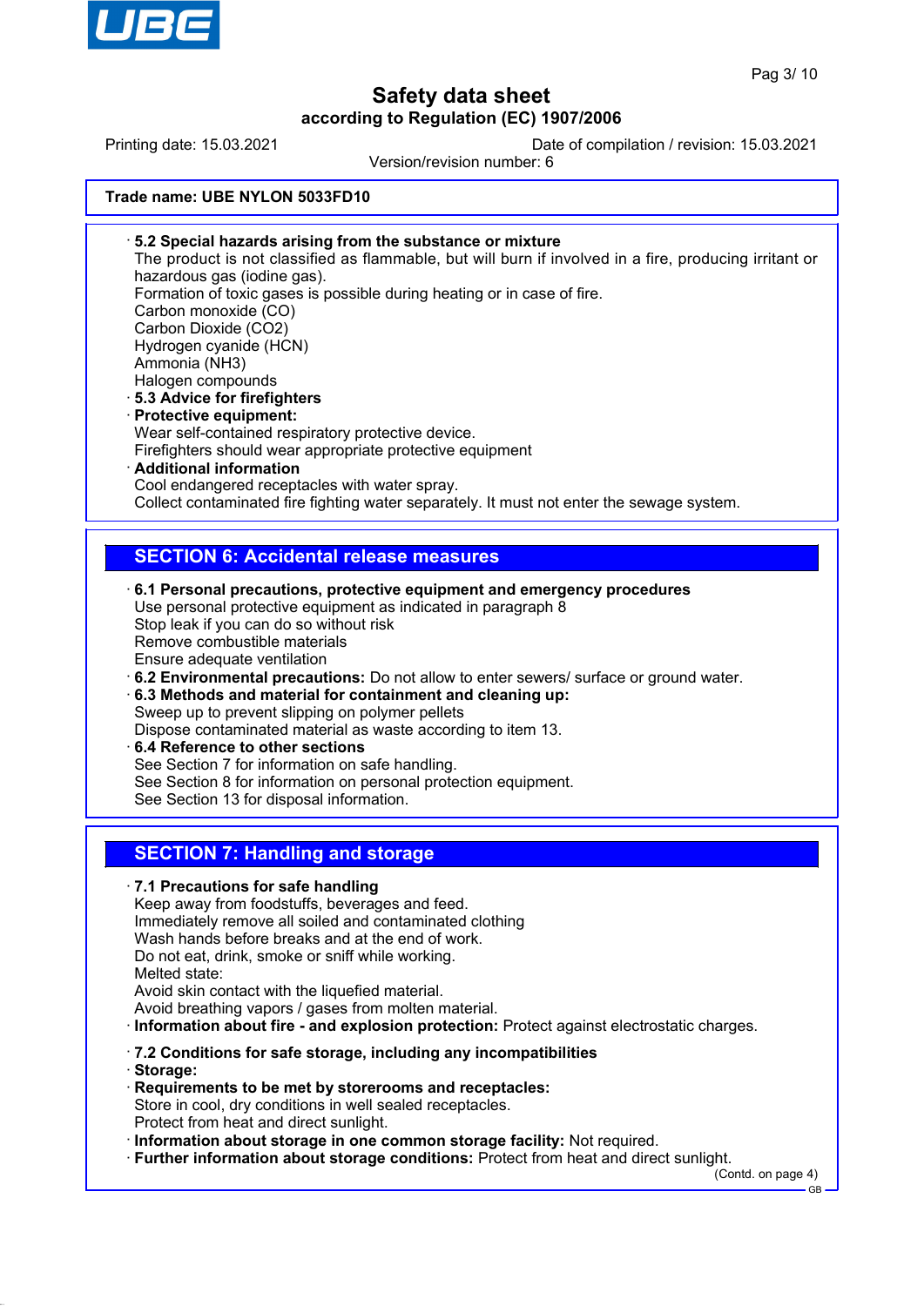Safety data sheet

according to Regulation (EC) 1907/2006

Printing date: 15.03.2021 Date of compilation / revision: 15.03.2021

Version/revision number: 6

**Trade name: UBE NYLON 5033FD10**

· **5.2 Special hazards arising from the substance or mixture**
The product is not classified as flammable, but will burn if involved in a fire, producing irritant or hazardous gas (iodine gas).
Formation of toxic gases is possible during heating or in case of fire.
Carbon monoxide (CO)
Carbon Dioxide ($CO_2$)
Hydrogen cyanide (HCN)
Ammonia ($NH_3$)
Halogen compounds

· **5.3 Advice for firefighters**

· **Protective equipment:**
Wear self-contained respiratory protective device.
Firefighters should wear appropriate protective equipment

· **Additional information**
Cool endangered receptacles with water spray.
Collect contaminated fire fighting water separately. It must not enter the sewage system.

## SECTION 6: Accidental release measures

· **6.1 Personal precautions, protective equipment and emergency procedures**
Use personal protective equipment as indicated in paragraph 8
Stop leak if you can do so without risk
Remove combustible materials
Ensure adequate ventilation

· **6.2 Environmental precautions:** Do not allow to enter sewers/ surface or ground water.

· **6.3 Methods and material for containment and cleaning up:**
Sweep up to prevent slipping on polymer pellets
Dispose contaminated material as waste according to item 13.

· **6.4 Reference to other sections**
See Section 7 for information on safe handling.
See Section 8 for information on personal protection equipment.
See Section 13 for disposal information.

## SECTION 7: Handling and storage

· **7.1 Precautions for safe handling**
Keep away from foodstuffs, beverages and feed.
Immediately remove all soiled and contaminated clothing
Wash hands before breaks and at the end of work.
Do not eat, drink, smoke or sniff while working.
Melted state:
Avoid skin contact with the liquefied material.
Avoid breathing vapors / gases from molten material.

· **Information about fire - and explosion protection:** Protect against electrostatic charges.

· **7.2 Conditions for safe storage, including any incompatibilities**

· **Storage:**

· **Requirements to be met by storerooms and receptacles:**
Store in cool, dry conditions in well sealed receptacles.
Protect from heat and direct sunlight.

· **Information about storage in one common storage facility:** Not required.

· **Further information about storage conditions:** Protect from heat and direct sunlight.

(Contd. on page 4)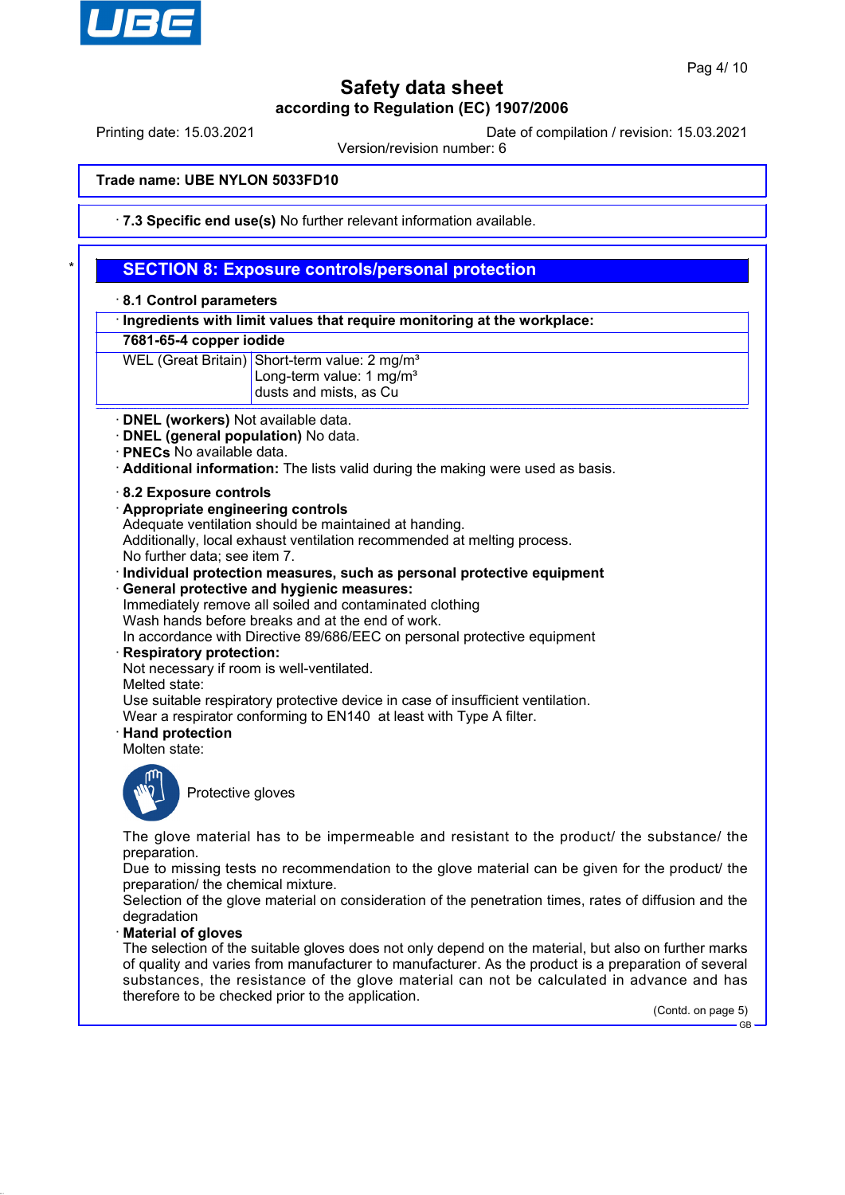Trade name: UBE NYLON 5033FD10

· **7.3 Specific end use(s)** No further relevant information available.

## SECTION 8: Exposure controls/personal protection

· **8.1 Control parameters**

| · Ingredients with limit values that require monitoring at the workplace: | |
|---|---|
| **7681-65-4 copper iodide** | |
| WEL (Great Britain) | Short-term value: 2 mg/m³<br>Long-term value: 1 mg/m³<br>dusts and mists, as Cu |

· **DNEL (workers)** Not available data.
· **DNEL (general population)** No data.
· **PNECs** No available data.
· **Additional information:** The lists valid during the making were used as basis.

· **8.2 Exposure controls**
· **Appropriate engineering controls**
Adequate ventilation should be maintained at handing.
Additionally, local exhaust ventilation recommended at melting process.
No further data; see item 7.
· **Individual protection measures, such as personal protective equipment**
· **General protective and hygienic measures:**
Immediately remove all soiled and contaminated clothing
Wash hands before breaks and at the end of work.
In accordance with Directive 89/686/EEC on personal protective equipment
· **Respiratory protection:**
Not necessary if room is well-ventilated.
Melted state:
Use suitable respiratory protective device in case of insufficient ventilation.
Wear a respirator conforming to EN140 at least with Type A filter.
· **Hand protection**
Molten state:

Protective gloves

The glove material has to be impermeable and resistant to the product/ the substance/ the preparation.
Due to missing tests no recommendation to the glove material can be given for the product/ the preparation/ the chemical mixture.
Selection of the glove material on consideration of the penetration times, rates of diffusion and the degradation
· **Material of gloves**
The selection of the suitable gloves does not only depend on the material, but also on further marks of quality and varies from manufacturer to manufacturer. As the product is a preparation of several substances, the resistance of the glove material can not be calculated in advance and has therefore to be checked prior to the application.

(Contd. on page 5)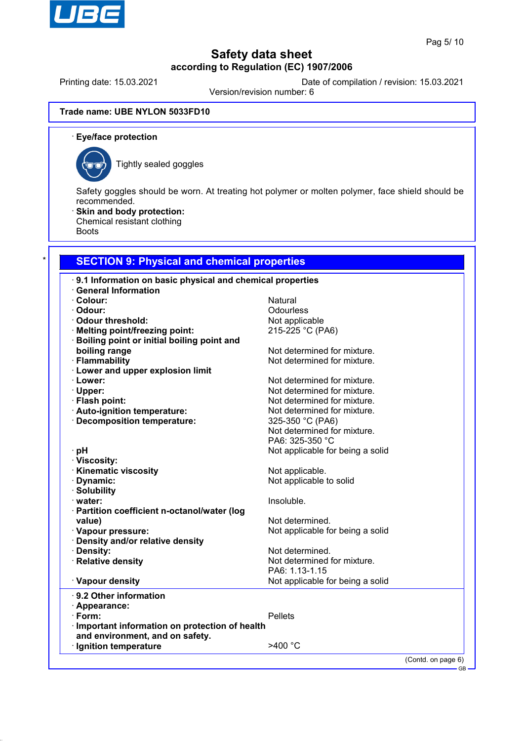Trade name: UBE NYLON 5033FD10

· **Eye/face protection**

Tightly sealed goggles

Safety goggles should be worn. At treating hot polymer or molten polymer, face shield should be recommended.

· **Skin and body protection:**
Chemical resistant clothing
Boots

## SECTION 9: Physical and chemical properties

| | |
|---|---|
| · **9.1 Information on basic physical and chemical properties** | |
| · **General Information** | |
| · **Colour:** | Natural |
| · **Odour:** | Odourless |
| · **Odour threshold:** | Not applicable |
| · **Melting point/freezing point:** | 215-225 °C (PA6) |
| · **Boiling point or initial boiling point and boiling range** | Not determined for mixture. |
| · **Flammability** | Not determined for mixture. |
| · **Lower and upper explosion limit** | |
| · **Lower:** | Not determined for mixture. |
| · **Upper:** | Not determined for mixture. |
| · **Flash point:** | Not determined for mixture. |
| · **Auto-ignition temperature:** | Not determined for mixture. |
| · **Decomposition temperature:** | 325-350 °C (PA6)<br>Not determined for mixture.<br>PA6: 325-350 °C |
| · **pH** | Not applicable for being a solid |
| · **Viscosity:** | |
| · **Kinematic viscosity** | Not applicable. |
| · **Dynamic:** | Not applicable to solid |
| · **Solubility** | |
| · **water:** | Insoluble. |
| · **Partition coefficient n-octanol/water (log value)** | Not determined. |
| · **Vapour pressure:** | Not applicable for being a solid |
| · **Density and/or relative density** | |
| · **Density:** | Not determined. |
| · **Relative density** | Not determined for mixture.<br>PA6: 1.13-1.15 |
| · **Vapour density** | Not applicable for being a solid |

| | |
|---|---|
| · **9.2 Other information** | |
| · **Appearance:** | |
| · **Form:** | Pellets |
| · **Important information on protection of health and environment, and on safety.** | |
| · **Ignition temperature** | >400 °C |

(Contd. on page 6)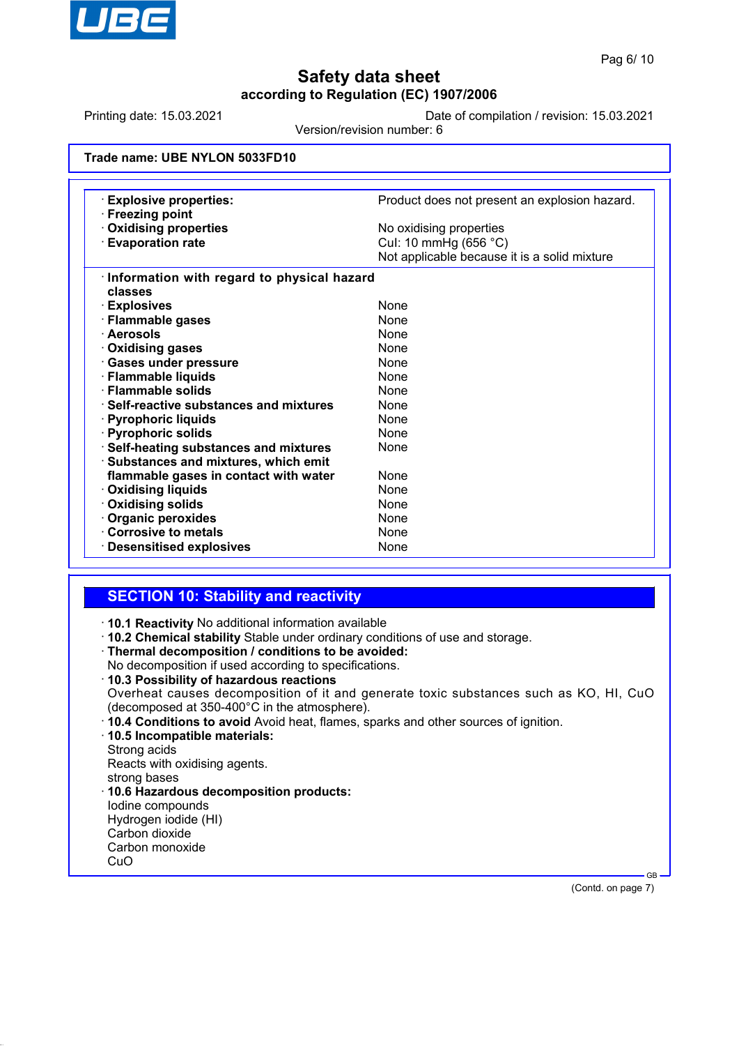# Safety data sheet

**according to Regulation (EC) 1907/2006**

Printing date: 15.03.2021 | Date of compilation / revision: 15.03.2021

Version/revision number: 6

**Trade name: UBE NYLON 5033FD10**

| | |
|---|---|
| · **Explosive properties:** | Product does not present an explosion hazard. |
| · **Freezing point** | |
| · **Oxidising properties** | No oxidising properties |
| · **Evaporation rate** | CuI: 10 mmHg (656 °C) |
| | Not applicable because it is a solid mixture |

| | |
|---|---|
| · **Information with regard to physical hazard classes** | |
| · **Explosives** | None |
| · **Flammable gases** | None |
| · **Aerosols** | None |
| · **Oxidising gases** | None |
| · **Gases under pressure** | None |
| · **Flammable liquids** | None |
| · **Flammable solids** | None |
| · **Self-reactive substances and mixtures** | None |
| · **Pyrophoric liquids** | None |
| · **Pyrophoric solids** | None |
| · **Self-heating substances and mixtures** | None |
| · **Substances and mixtures, which emit flammable gases in contact with water** | None |
| · **Oxidising liquids** | None |
| · **Oxidising solids** | None |
| · **Organic peroxides** | None |
| · **Corrosive to metals** | None |
| · **Desensitised explosives** | None |

## SECTION 10: Stability and reactivity

· **10.1 Reactivity** No additional information available

· **10.2 Chemical stability** Stable under ordinary conditions of use and storage.

· **Thermal decomposition / conditions to be avoided:**
No decomposition if used according to specifications.

· **10.3 Possibility of hazardous reactions**
Overheat causes decomposition of it and generate toxic substances such as KO, HI, CuO (decomposed at 350-400°C in the atmosphere).

· **10.4 Conditions to avoid** Avoid heat, flames, sparks and other sources of ignition.

· **10.5 Incompatible materials:**
Strong acids
Reacts with oxidising agents.
strong bases

· **10.6 Hazardous decomposition products:**
Iodine compounds
Hydrogen iodide (HI)
Carbon dioxide
Carbon monoxide
CuO

(Contd. on page 7)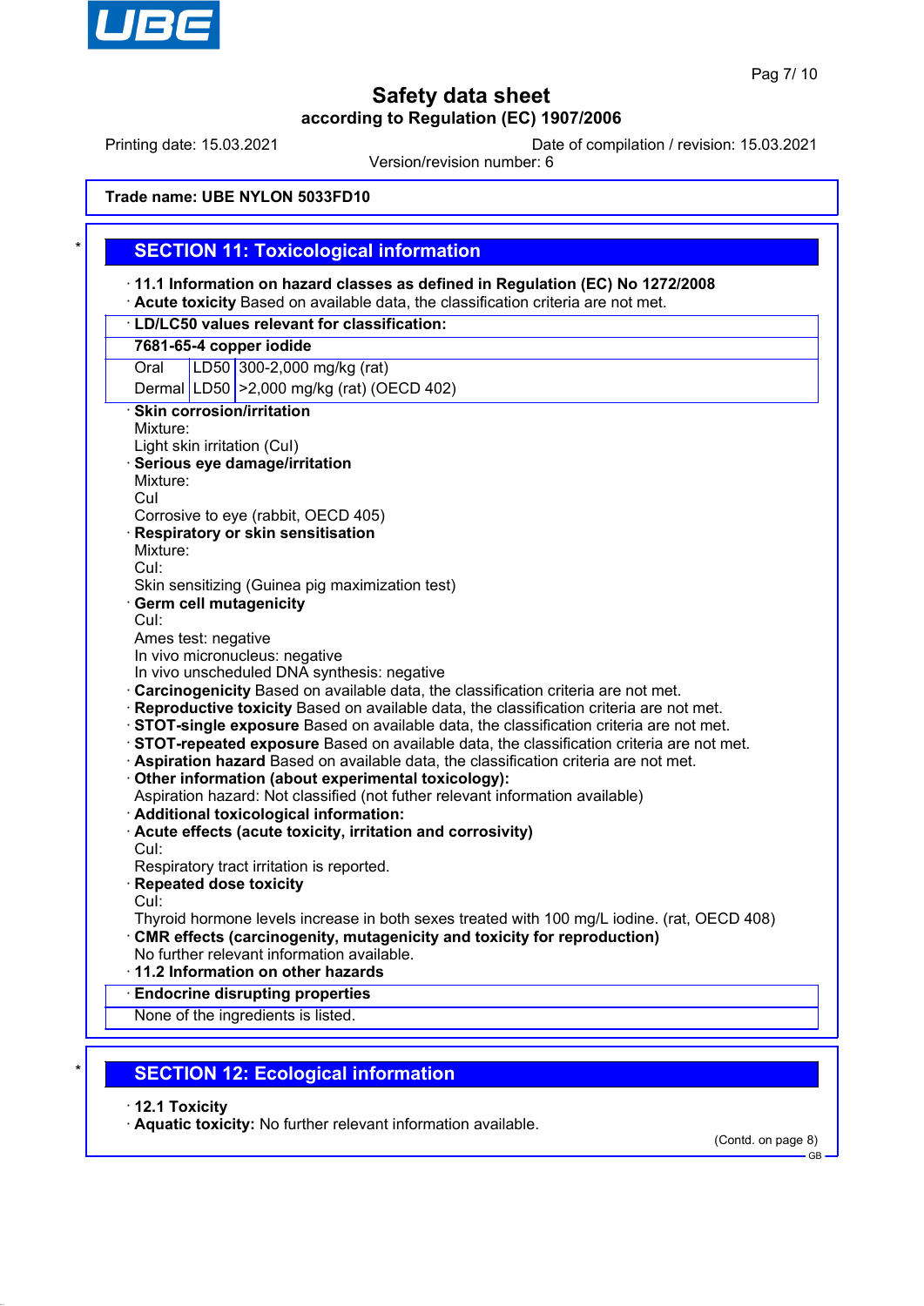Trade name: **UBE NYLON 5033FD10**

## SECTION 11: Toxicological information

· **11.1 Information on hazard classes as defined in Regulation (EC) No 1272/2008**
· **Acute toxicity** Based on available data, the classification criteria are not met.

| · LD/LC50 values relevant for classification: | | |
|---|---|---|
| **7681-65-4 copper iodide** | | |
| Oral | LD50 | 300-2,000 mg/kg (rat) |
| Dermal | LD50 | >2,000 mg/kg (rat) (OECD 402) |

· **Skin corrosion/irritation**
Mixture:
Light skin irritation (CuI)
· **Serious eye damage/irritation**
Mixture:
CuI
Corrosive to eye (rabbit, OECD 405)
· **Respiratory or skin sensitisation**
Mixture:
CuI:
Skin sensitizing (Guinea pig maximization test)
· **Germ cell mutagenicity**
CuI:
Ames test: negative
In vivo micronucleus: negative
In vivo unscheduled DNA synthesis: negative
· **Carcinogenicity** Based on available data, the classification criteria are not met.
· **Reproductive toxicity** Based on available data, the classification criteria are not met.
· **STOT-single exposure** Based on available data, the classification criteria are not met.
· **STOT-repeated exposure** Based on available data, the classification criteria are not met.
· **Aspiration hazard** Based on available data, the classification criteria are not met.
· **Other information (about experimental toxicology):**
Aspiration hazard: Not classified (not futher relevant information available)
· **Additional toxicological information:**
· **Acute effects (acute toxicity, irritation and corrosivity)**
CuI:
Respiratory tract irritation is reported.
· **Repeated dose toxicity**
CuI:
Thyroid hormone levels increase in both sexes treated with 100 mg/L iodine. (rat, OECD 408)
· **CMR effects (carcinogenity, mutagenicity and toxicity for reproduction)**
No further relevant information available.
· **11.2 Information on other hazards**
· **Endocrine disrupting properties**
None of the ingredients is listed.

## SECTION 12: Ecological information

· **12.1 Toxicity**
· **Aquatic toxicity:** No further relevant information available.

(Contd. on page 8)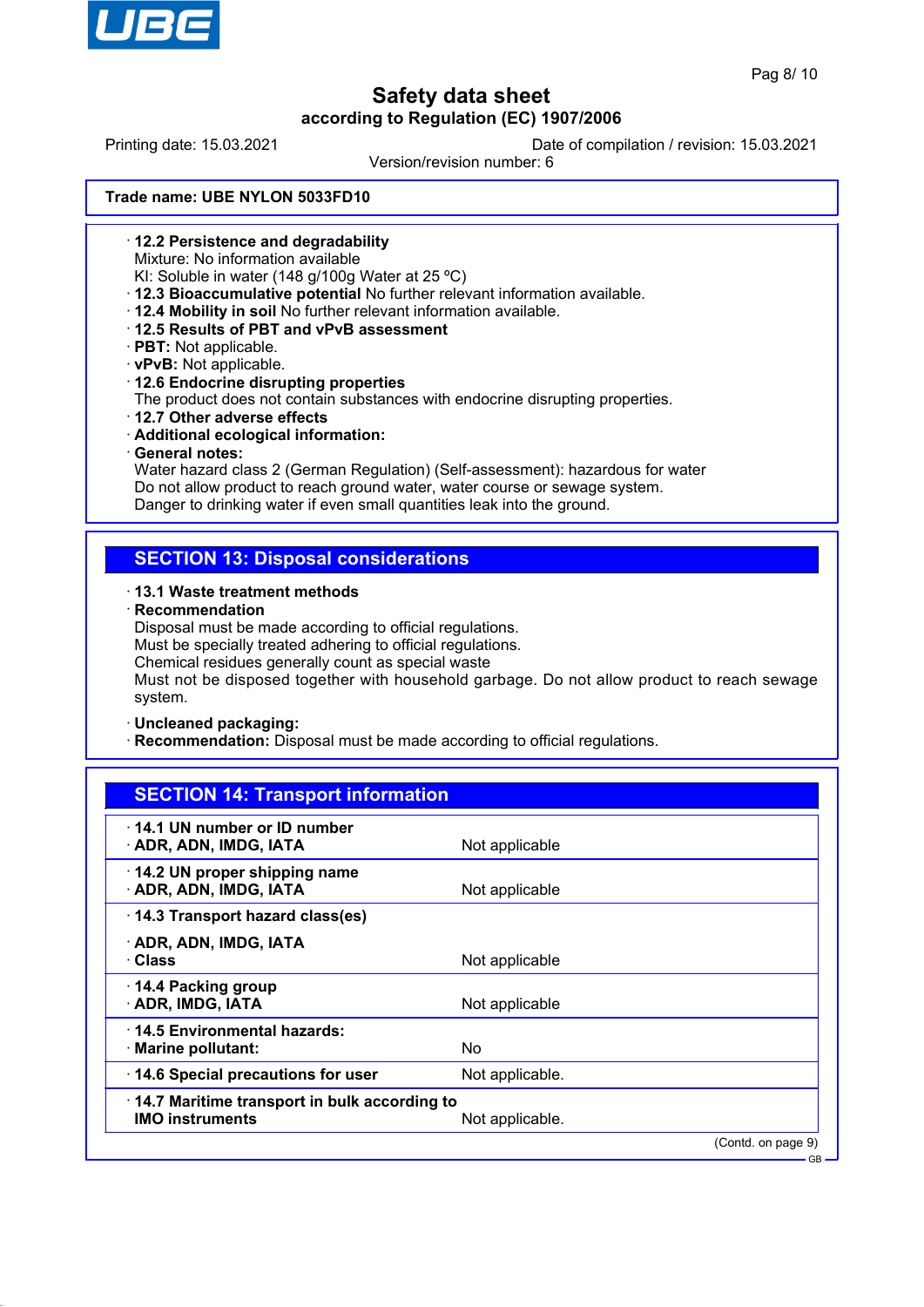Trade name: **UBE NYLON 5033FD10**

· **12.2 Persistence and degradability**
Mixture: No information available
KI: Soluble in water (148 g/100g Water at 25 ºC)
· **12.3 Bioaccumulative potential** No further relevant information available.
· **12.4 Mobility in soil** No further relevant information available.
· **12.5 Results of PBT and vPvB assessment**
· **PBT:** Not applicable.
· **vPvB:** Not applicable.
· **12.6 Endocrine disrupting properties**
The product does not contain substances with endocrine disrupting properties.
· **12.7 Other adverse effects**
· **Additional ecological information:**
· **General notes:**
Water hazard class 2 (German Regulation) (Self-assessment): hazardous for water
Do not allow product to reach ground water, water course or sewage system.
Danger to drinking water if even small quantities leak into the ground.

## SECTION 13: Disposal considerations

· **13.1 Waste treatment methods**
· **Recommendation**
Disposal must be made according to official regulations.
Must be specially treated adhering to official regulations.
Chemical residues generally count as special waste
Must not be disposed together with household garbage. Do not allow product to reach sewage system.

· **Uncleaned packaging:**
· **Recommendation:** Disposal must be made according to official regulations.

## SECTION 14: Transport information

| | |
|---|---|
| · **14.1 UN number or ID number**<br>· **ADR, ADN, IMDG, IATA** | Not applicable |
| · **14.2 UN proper shipping name**<br>· **ADR, ADN, IMDG, IATA** | Not applicable |
| · **14.3 Transport hazard class(es)**<br>· **ADR, ADN, IMDG, IATA**<br>· **Class** | Not applicable |
| · **14.4 Packing group**<br>· **ADR, IMDG, IATA** | Not applicable |
| · **14.5 Environmental hazards:**<br>· **Marine pollutant:** | No |
| · **14.6 Special precautions for user** | Not applicable. |
| · **14.7 Maritime transport in bulk according to IMO instruments** | Not applicable. |

(Contd. on page 9)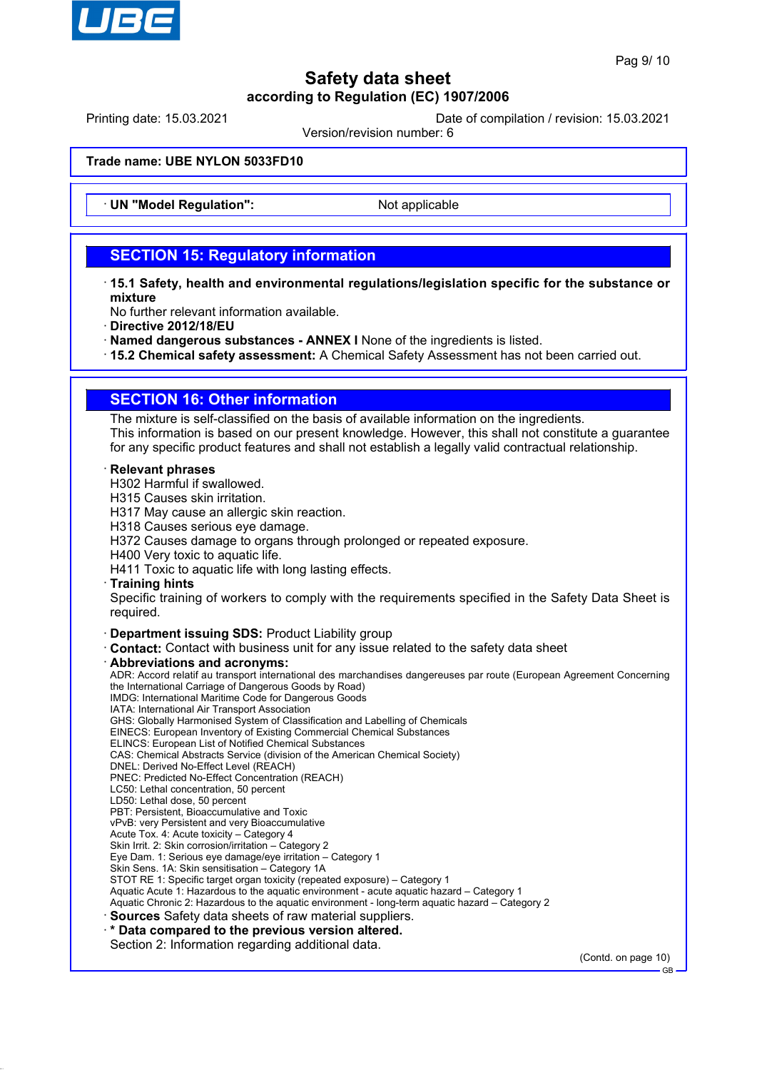**Trade name: UBE NYLON 5033FD10**

· **UN "Model Regulation":** Not applicable

## SECTION 15: Regulatory information

· **15.1 Safety, health and environmental regulations/legislation specific for the substance or mixture**
No further relevant information available.
· **Directive 2012/18/EU**
· **Named dangerous substances - ANNEX I** None of the ingredients is listed.
· **15.2 Chemical safety assessment:** A Chemical Safety Assessment has not been carried out.

## SECTION 16: Other information

The mixture is self-classified on the basis of available information on the ingredients.
This information is based on our present knowledge. However, this shall not constitute a guarantee for any specific product features and shall not establish a legally valid contractual relationship.

· **Relevant phrases**
H302 Harmful if swallowed.
H315 Causes skin irritation.
H317 May cause an allergic skin reaction.
H318 Causes serious eye damage.
H372 Causes damage to organs through prolonged or repeated exposure.
H400 Very toxic to aquatic life.
H411 Toxic to aquatic life with long lasting effects.
· **Training hints**
Specific training of workers to comply with the requirements specified in the Safety Data Sheet is required.

· **Department issuing SDS:** Product Liability group
· **Contact:** Contact with business unit for any issue related to the safety data sheet
· **Abbreviations and acronyms:**
ADR: Accord relatif au transport international des marchandises dangereuses par route (European Agreement Concerning the International Carriage of Dangerous Goods by Road)
IMDG: International Maritime Code for Dangerous Goods
IATA: International Air Transport Association
GHS: Globally Harmonised System of Classification and Labelling of Chemicals
EINECS: European Inventory of Existing Commercial Chemical Substances
ELINCS: European List of Notified Chemical Substances
CAS: Chemical Abstracts Service (division of the American Chemical Society)
DNEL: Derived No-Effect Level (REACH)
PNEC: Predicted No-Effect Concentration (REACH)
LC50: Lethal concentration, 50 percent
LD50: Lethal dose, 50 percent
PBT: Persistent, Bioaccumulative and Toxic
vPvB: very Persistent and very Bioaccumulative
Acute Tox. 4: Acute toxicity – Category 4
Skin Irrit. 2: Skin corrosion/irritation – Category 2
Eye Dam. 1: Serious eye damage/eye irritation – Category 1
Skin Sens. 1A: Skin sensitisation – Category 1A
STOT RE 1: Specific target organ toxicity (repeated exposure) – Category 1
Aquatic Acute 1: Hazardous to the aquatic environment - acute aquatic hazard – Category 1
Aquatic Chronic 2: Hazardous to the aquatic environment - long-term aquatic hazard – Category 2
· **Sources** Safety data sheets of raw material suppliers.
· **\* Data compared to the previous version altered.**
Section 2: Information regarding additional data.

(Contd. on page 10)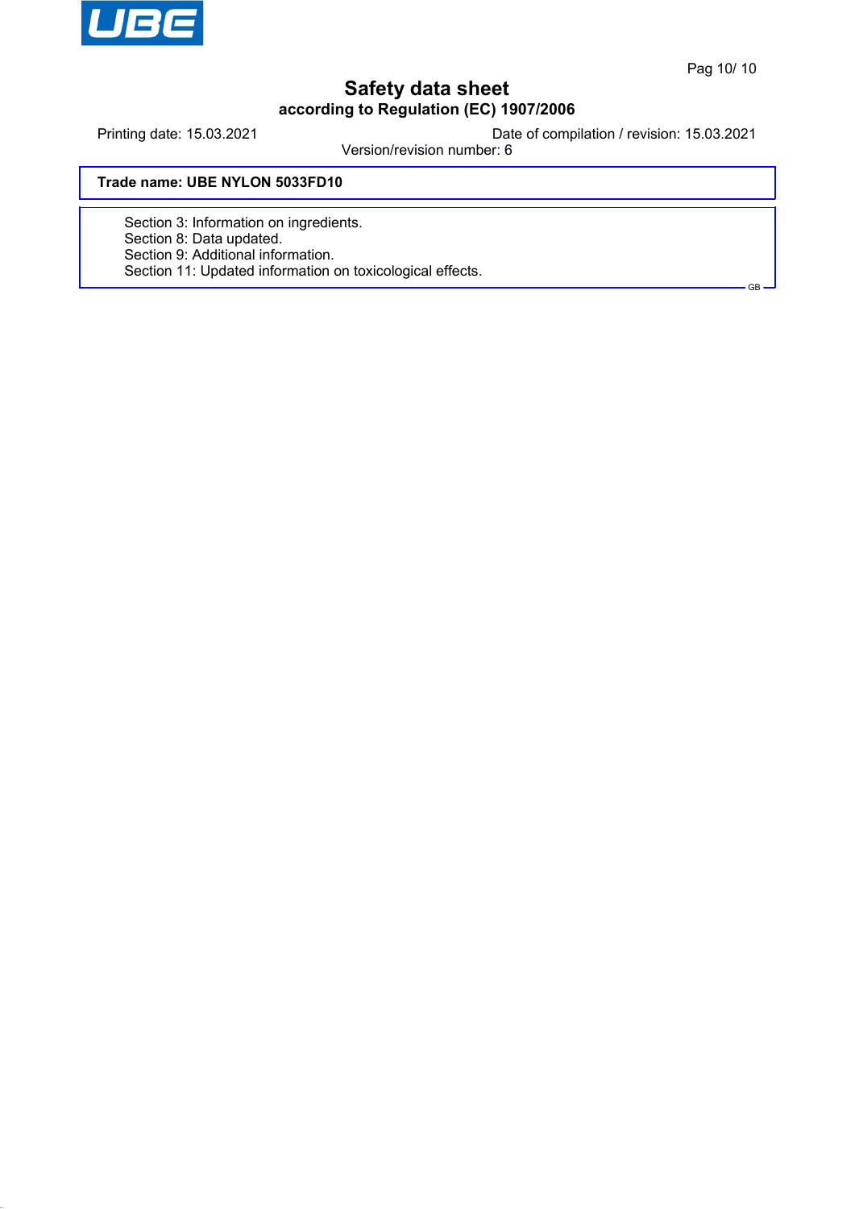Section 3: Information on ingredients.
Section 8: Data updated.
Section 9: Additional information.
Section 11: Updated information on toxicological effects.